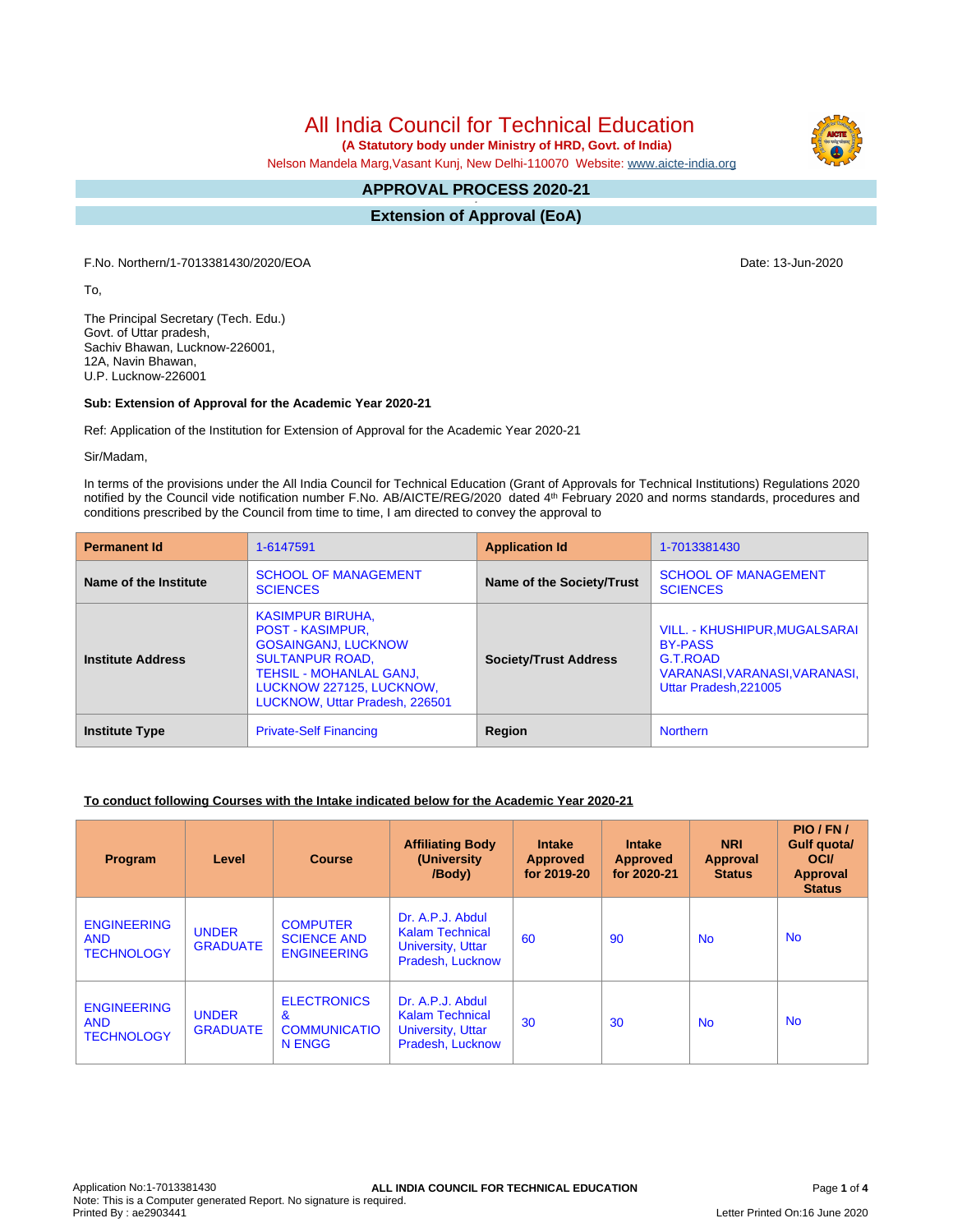# All India Council for Technical Education

**(A Statutory body under Ministry of HRD, Govt. of India)**

Nelson Mandela Marg,Vasant Kunj, New Delhi-110070 Website: www.aicte-india.org

## APPROVAL PROCESS 2020-21

## Extension of Approval (EoA)

F.No. Northern/1-7013381430/2020/EOA Date: 13-Jun-2020

To,

The Principal Secretary (Tech. Edu.)
Govt. of Uttar pradesh,
Sachiv Bhawan, Lucknow-226001,
12A, Navin Bhawan,
U.P. Lucknow-226001

**Sub: Extension of Approval for the Academic Year 2020-21**

Ref: Application of the Institution for Extension of Approval for the Academic Year 2020-21

Sir/Madam,

In terms of the provisions under the All India Council for Technical Education (Grant of Approvals for Technical Institutions) Regulations 2020 notified by the Council vide notification number F.No. AB/AICTE/REG/2020 dated 4th February 2020 and norms standards, procedures and conditions prescribed by the Council from time to time, I am directed to convey the approval to

| **Permanent Id** | 1-6147591 | **Application Id** | 1-7013381430 |
|---|---|---|---|
| **Name of the Institute** | SCHOOL OF MANAGEMENT SCIENCES | **Name of the Society/Trust** | SCHOOL OF MANAGEMENT SCIENCES |
| **Institute Address** | KASIMPUR BIRUHA, POST - KASIMPUR, GOSAINGANJ, LUCKNOW SULTANPUR ROAD, TEHSIL - MOHANLAL GANJ, LUCKNOW 227125, LUCKNOW, LUCKNOW, Uttar Pradesh, 226501 | **Society/Trust Address** | VILL. - KHUSHIPUR,MUGALSARAI BY-PASS G.T.ROAD VARANASI,VARANASI,VARANASI, Uttar Pradesh,221005 |
| **Institute Type** | Private-Self Financing | **Region** | Northern |

**To conduct following Courses with the Intake indicated below for the Academic Year 2020-21**

| Program | Level | Course | Affiliating Body (University /Body) | Intake Approved for 2019-20 | Intake Approved for 2020-21 | NRI Approval Status | PIO / FN / Gulf quota/ OCI/ Approval Status |
|---|---|---|---|---|---|---|---|
| ENGINEERING AND TECHNOLOGY | UNDER GRADUATE | COMPUTER SCIENCE AND ENGINEERING | Dr. A.P.J. Abdul Kalam Technical University, Uttar Pradesh, Lucknow | 60 | 90 | No | No |
| ENGINEERING AND TECHNOLOGY | UNDER GRADUATE | ELECTRONICS & COMMUNICATION ENGG | Dr. A.P.J. Abdul Kalam Technical University, Uttar Pradesh, Lucknow | 30 | 30 | No | No |

Application No:1-7013381430
Note: This is a Computer generated Report. No signature is required.
Printed By : ae2903441
Letter Printed On:16 June 2020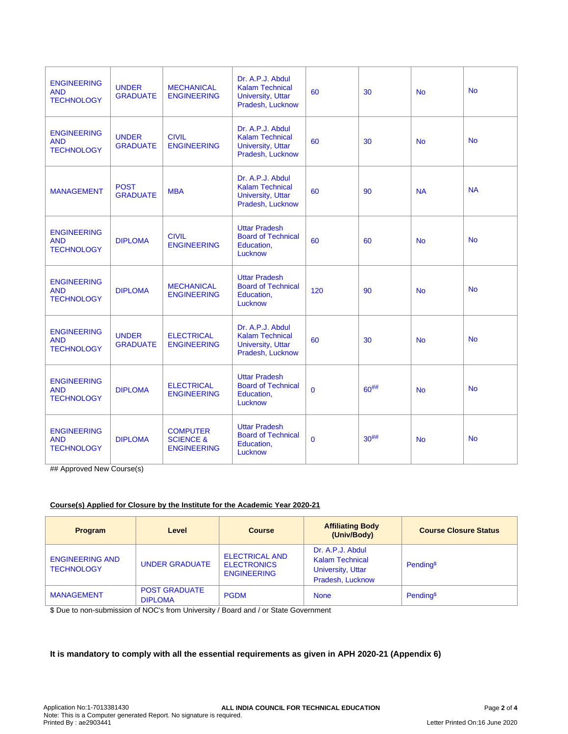| | | | | | | | |
|---|---|---|---|---|---|---|---|
| ENGINEERING AND TECHNOLOGY | UNDER GRADUATE | MECHANICAL ENGINEERING | Dr. A.P.J. Abdul Kalam Technical University, Uttar Pradesh, Lucknow | 60 | 30 | No | No |
| ENGINEERING AND TECHNOLOGY | UNDER GRADUATE | CIVIL ENGINEERING | Dr. A.P.J. Abdul Kalam Technical University, Uttar Pradesh, Lucknow | 60 | 30 | No | No |
| MANAGEMENT | POST GRADUATE | MBA | Dr. A.P.J. Abdul Kalam Technical University, Uttar Pradesh, Lucknow | 60 | 90 | NA | NA |
| ENGINEERING AND TECHNOLOGY | DIPLOMA | CIVIL ENGINEERING | Uttar Pradesh Board of Technical Education, Lucknow | 60 | 60 | No | No |
| ENGINEERING AND TECHNOLOGY | DIPLOMA | MECHANICAL ENGINEERING | Uttar Pradesh Board of Technical Education, Lucknow | 120 | 90 | No | No |
| ENGINEERING AND TECHNOLOGY | UNDER GRADUATE | ELECTRICAL ENGINEERING | Dr. A.P.J. Abdul Kalam Technical University, Uttar Pradesh, Lucknow | 60 | 30 | No | No |
| ENGINEERING AND TECHNOLOGY | DIPLOMA | ELECTRICAL ENGINEERING | Uttar Pradesh Board of Technical Education, Lucknow | 0 | 60## | No | No |
| ENGINEERING AND TECHNOLOGY | DIPLOMA | COMPUTER SCIENCE & ENGINEERING | Uttar Pradesh Board of Technical Education, Lucknow | 0 | 30## | No | No |

## Approved New Course(s)

**Course(s) Applied for Closure by the Institute for the Academic Year 2020-21**

| Program | Level | Course | Affiliating Body (Univ/Body) | Course Closure Status |
|---|---|---|---|---|
| ENGINEERING AND TECHNOLOGY | UNDER GRADUATE | ELECTRICAL AND ELECTRONICS ENGINEERING | Dr. A.P.J. Abdul Kalam Technical University, Uttar Pradesh, Lucknow | Pending$ |
| MANAGEMENT | POST GRADUATE DIPLOMA | PGDM | None | Pending$ |

$ Due to non-submission of NOC's from University / Board and / or State Government

**It is mandatory to comply with all the essential requirements as given in APH 2020-21 (Appendix 6)**

Application No:1-7013381430
Note: This is a Computer generated Report. No signature is required.
Printed By : ae2903441

Letter Printed On:16 June 2020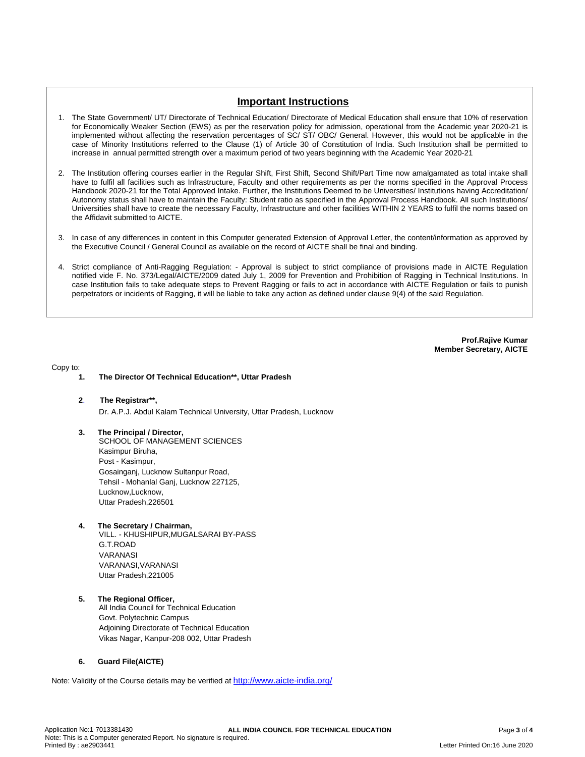## Important Instructions

1. The State Government/ UT/ Directorate of Technical Education/ Directorate of Medical Education shall ensure that 10% of reservation for Economically Weaker Section (EWS) as per the reservation policy for admission, operational from the Academic year 2020-21 is implemented without affecting the reservation percentages of SC/ ST/ OBC/ General. However, this would not be applicable in the case of Minority Institutions referred to the Clause (1) of Article 30 of Constitution of India. Such Institution shall be permitted to increase in annual permitted strength over a maximum period of two years beginning with the Academic Year 2020-21

2. The Institution offering courses earlier in the Regular Shift, First Shift, Second Shift/Part Time now amalgamated as total intake shall have to fulfil all facilities such as Infrastructure, Faculty and other requirements as per the norms specified in the Approval Process Handbook 2020-21 for the Total Approved Intake. Further, the Institutions Deemed to be Universities/ Institutions having Accreditation/ Autonomy status shall have to maintain the Faculty: Student ratio as specified in the Approval Process Handbook. All such Institutions/ Universities shall have to create the necessary Faculty, Infrastructure and other facilities WITHIN 2 YEARS to fulfil the norms based on the Affidavit submitted to AICTE.

3. In case of any differences in content in this Computer generated Extension of Approval Letter, the content/information as approved by the Executive Council / General Council as available on the record of AICTE shall be final and binding.

4. Strict compliance of Anti-Ragging Regulation: - Approval is subject to strict compliance of provisions made in AICTE Regulation notified vide F. No. 373/Legal/AICTE/2009 dated July 1, 2009 for Prevention and Prohibition of Ragging in Technical Institutions. In case Institution fails to take adequate steps to Prevent Ragging or fails to act in accordance with AICTE Regulation or fails to punish perpetrators or incidents of Ragging, it will be liable to take any action as defined under clause 9(4) of the said Regulation.

**Prof.Rajive Kumar**
**Member Secretary, AICTE**

Copy to:

1. **The Director Of Technical Education\*\*, Uttar Pradesh**

2. **The Registrar\*\*,**
   Dr. A.P.J. Abdul Kalam Technical University, Uttar Pradesh, Lucknow

3. **The Principal / Director,**
   SCHOOL OF MANAGEMENT SCIENCES
   Kasimpur Biruha,
   Post - Kasimpur,
   Gosainganj, Lucknow Sultanpur Road,
   Tehsil - Mohanlal Ganj, Lucknow 227125,
   Lucknow,Lucknow,
   Uttar Pradesh,226501

4. **The Secretary / Chairman,**
   VILL. - KHUSHIPUR,MUGALSARAI BY-PASS
   G.T.ROAD
   VARANASI
   VARANASI,VARANASI
   Uttar Pradesh,221005

5. **The Regional Officer,**
   All India Council for Technical Education
   Govt. Polytechnic Campus
   Adjoining Directorate of Technical Education
   Vikas Nagar, Kanpur-208 002, Uttar Pradesh

6. **Guard File(AICTE)**

Note: Validity of the Course details may be verified at http://www.aicte-india.org/

Application No:1-7013381430
Note: This is a Computer generated Report. No signature is required.
Printed By : ae2903441
Letter Printed On:16 June 2020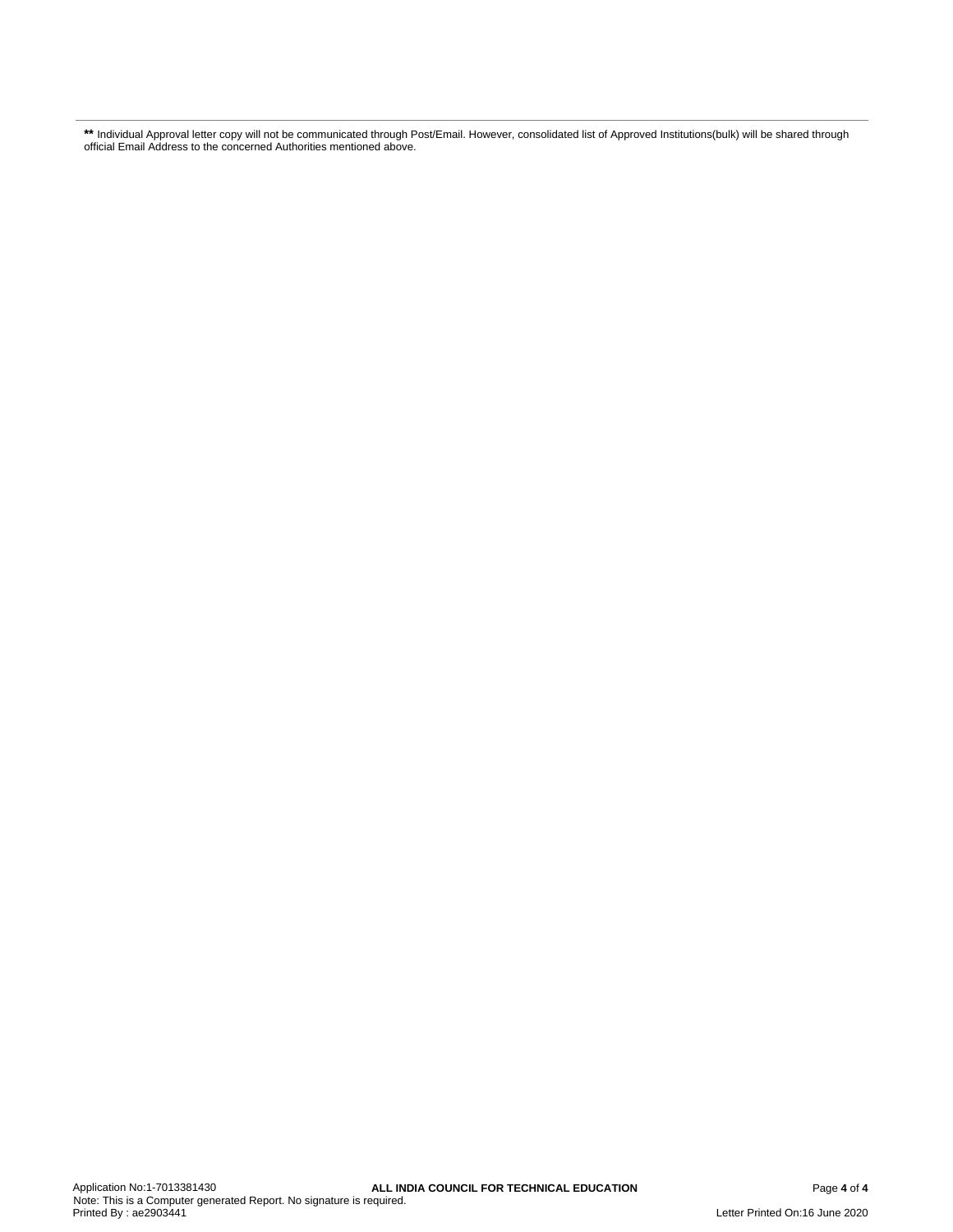**\*\*** Individual Approval letter copy will not be communicated through Post/Email. However, consolidated list of Approved Institutions(bulk) will be shared through official Email Address to the concerned Authorities mentioned above.